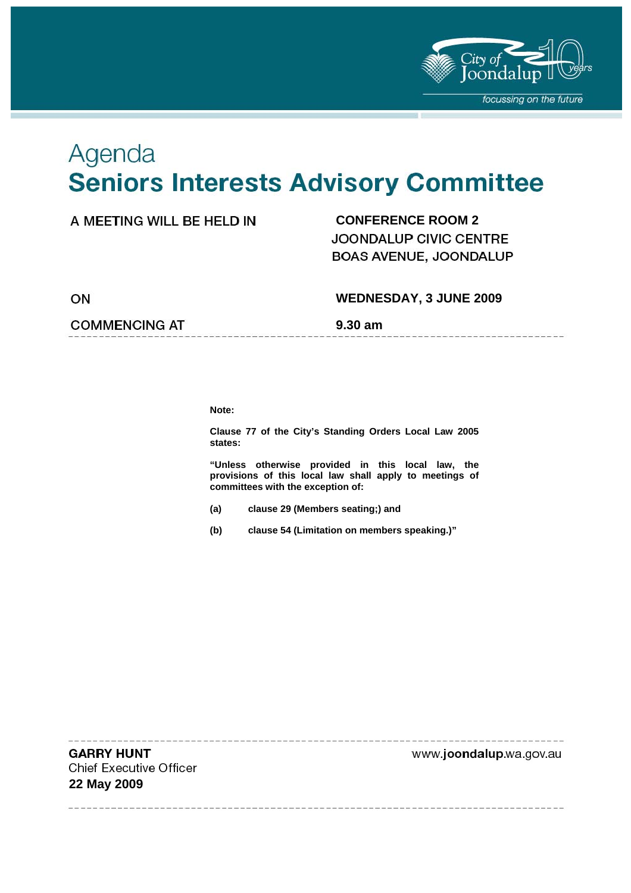# Agenda

# Seniors Interests Advisory Committee

| | |
|---|---|
| A MEETING WILL BE HELD IN | **CONFERENCE ROOM 2**<br>JOONDALUP CIVIC CENTRE<br>BOAS AVENUE, JOONDALUP |
| ON | **WEDNESDAY, 3 JUNE 2009** |
| COMMENCING AT | **9.30 am** |

**Note:**

**Clause 77 of the City's Standing Orders Local Law 2005 states:**

**"Unless otherwise provided in this local law, the provisions of this local law shall apply to meetings of committees with the exception of:**

**(a) clause 29 (Members seating;) and**

**(b) clause 54 (Limitation on members speaking.)"**

**GARRY HUNT**
Chief Executive Officer
**22 May 2009**

www.joondalup.wa.gov.au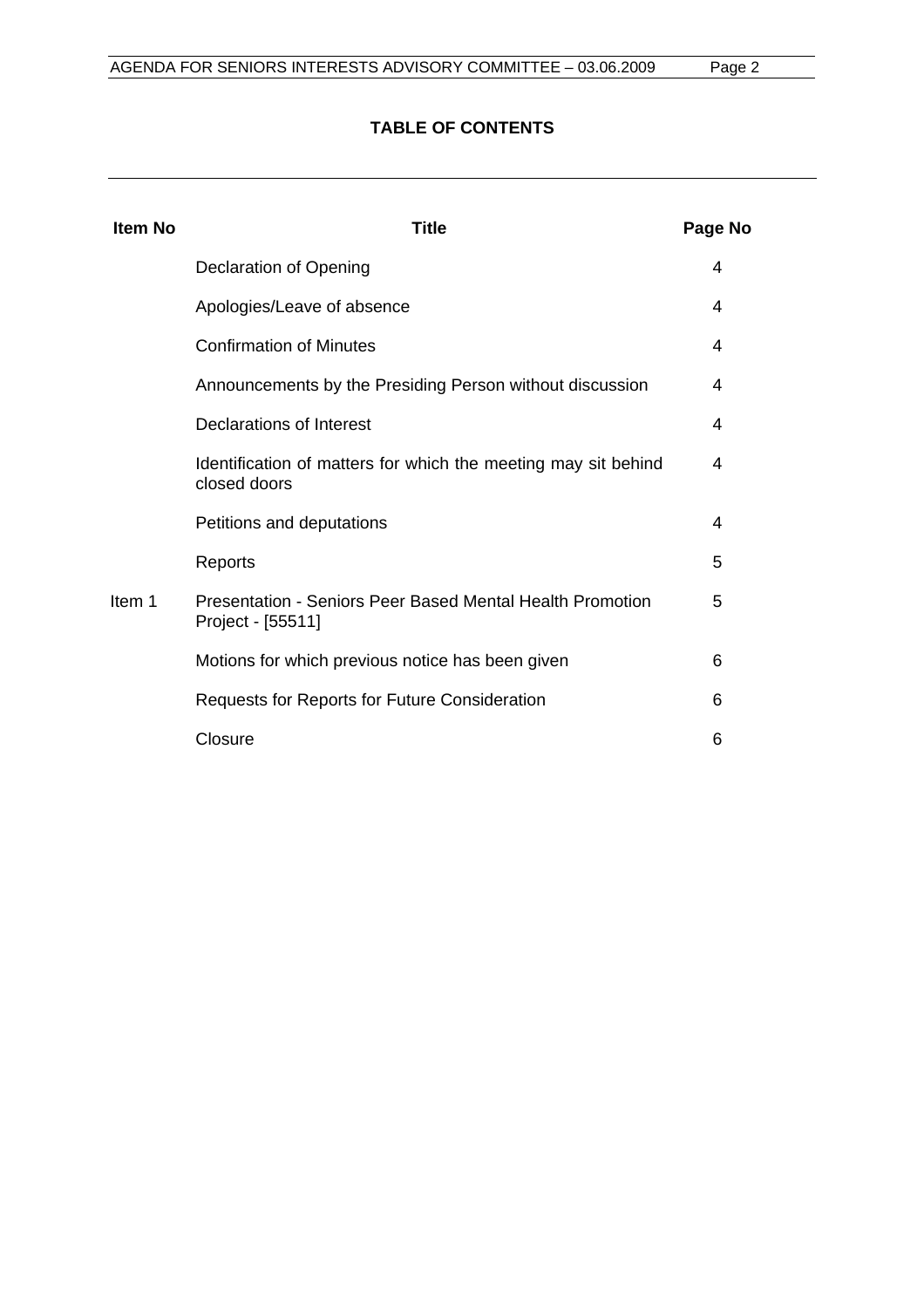## TABLE OF CONTENTS

| Item No | Title | Page No |
|---|---|---|
| | Declaration of Opening | 4 |
| | Apologies/Leave of absence | 4 |
| | Confirmation of Minutes | 4 |
| | Announcements by the Presiding Person without discussion | 4 |
| | Declarations of Interest | 4 |
| | Identification of matters for which the meeting may sit behind closed doors | 4 |
| | Petitions and deputations | 4 |
| | Reports | 5 |
| Item 1 | Presentation - Seniors Peer Based Mental Health Promotion Project - [55511] | 5 |
| | Motions for which previous notice has been given | 6 |
| | Requests for Reports for Future Consideration | 6 |
| | Closure | 6 |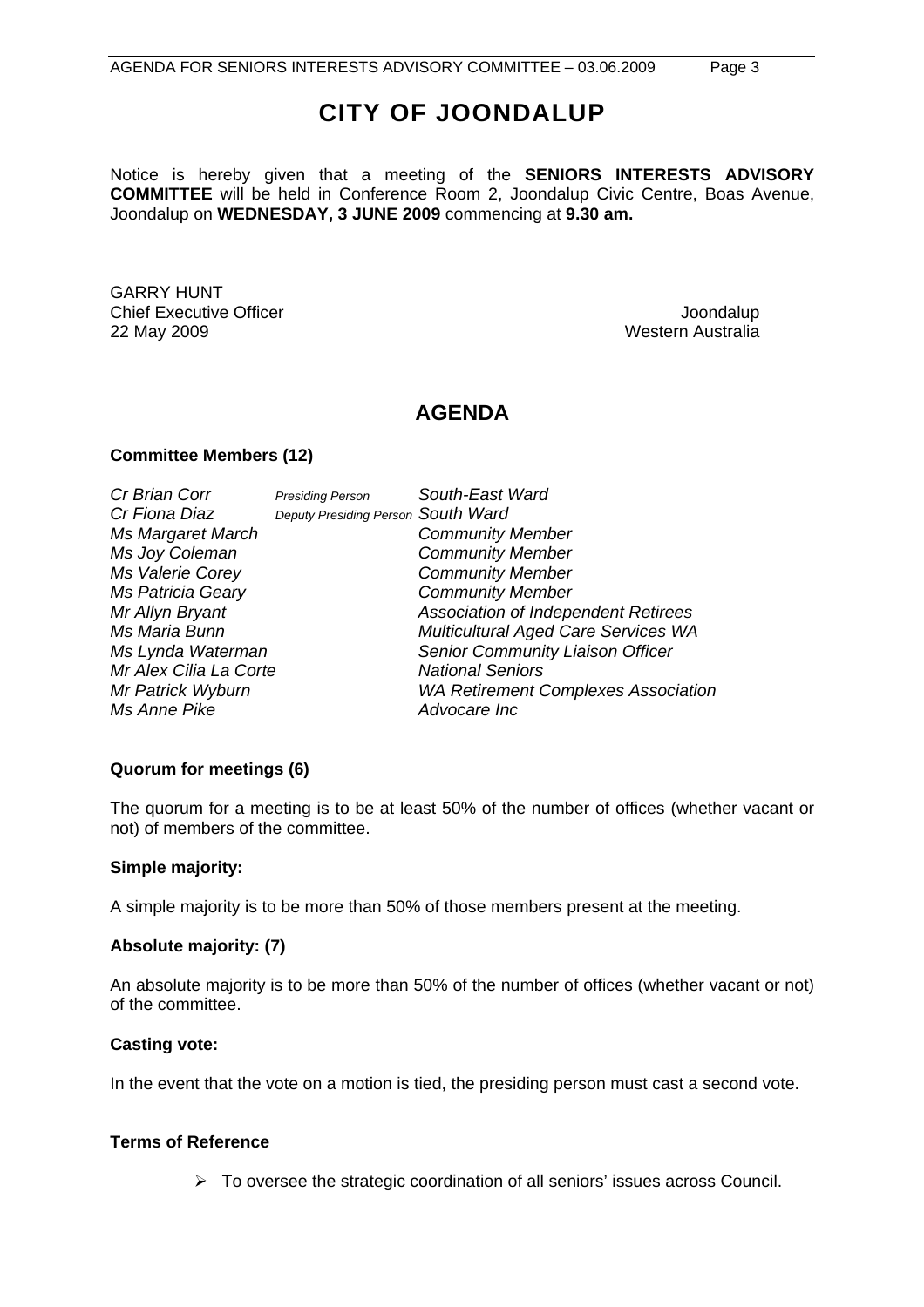# CITY OF JOONDALUP

Notice is hereby given that a meeting of the **SENIORS INTERESTS ADVISORY COMMITTEE** will be held in Conference Room 2, Joondalup Civic Centre, Boas Avenue, Joondalup on **WEDNESDAY, 3 JUNE 2009** commencing at **9.30 am.**

GARRY HUNT
Chief Executive Officer
22 May 2009

Joondalup
Western Australia

## AGENDA

**Committee Members (12)**

| | | |
|---|---|---|
| *Cr Brian Corr* | *Presiding Person* | *South-East Ward* |
| *Cr Fiona Diaz* | *Deputy Presiding Person* | *South Ward* |
| *Ms Margaret March* | | *Community Member* |
| *Ms Joy Coleman* | | *Community Member* |
| *Ms Valerie Corey* | | *Community Member* |
| *Ms Patricia Geary* | | *Community Member* |
| *Mr Allyn Bryant* | | *Association of Independent Retirees* |
| *Ms Maria Bunn* | | *Multicultural Aged Care Services WA* |
| *Ms Lynda Waterman* | | *Senior Community Liaison Officer* |
| *Mr Alex Cilia La Corte* | | *National Seniors* |
| *Mr Patrick Wyburn* | | *WA Retirement Complexes Association* |
| *Ms Anne Pike* | | *Advocare Inc* |

**Quorum for meetings (6)**

The quorum for a meeting is to be at least 50% of the number of offices (whether vacant or not) of members of the committee.

**Simple majority:**

A simple majority is to be more than 50% of those members present at the meeting.

**Absolute majority: (7)**

An absolute majority is to be more than 50% of the number of offices (whether vacant or not) of the committee.

**Casting vote:**

In the event that the vote on a motion is tied, the presiding person must cast a second vote.

**Terms of Reference**

- To oversee the strategic coordination of all seniors' issues across Council.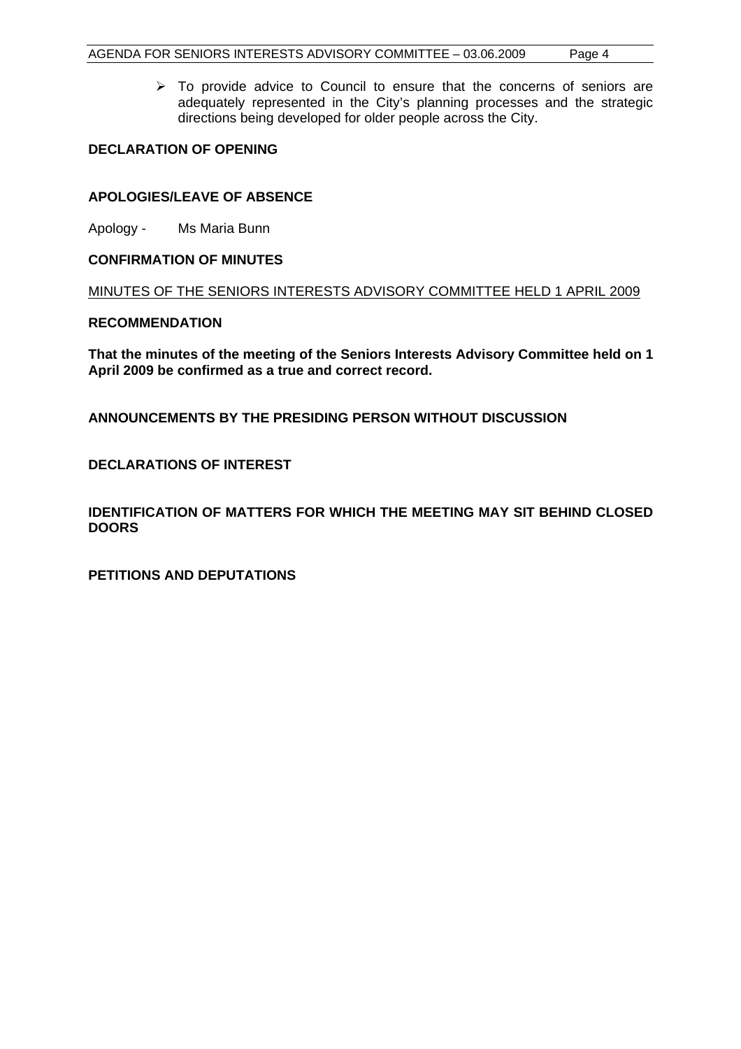- To provide advice to Council to ensure that the concerns of seniors are adequately represented in the City's planning processes and the strategic directions being developed for older people across the City.

**DECLARATION OF OPENING**

**APOLOGIES/LEAVE OF ABSENCE**

Apology - Ms Maria Bunn

**CONFIRMATION OF MINUTES**

MINUTES OF THE SENIORS INTERESTS ADVISORY COMMITTEE HELD 1 APRIL 2009

**RECOMMENDATION**

**That the minutes of the meeting of the Seniors Interests Advisory Committee held on 1 April 2009 be confirmed as a true and correct record.**

**ANNOUNCEMENTS BY THE PRESIDING PERSON WITHOUT DISCUSSION**

**DECLARATIONS OF INTEREST**

**IDENTIFICATION OF MATTERS FOR WHICH THE MEETING MAY SIT BEHIND CLOSED DOORS**

**PETITIONS AND DEPUTATIONS**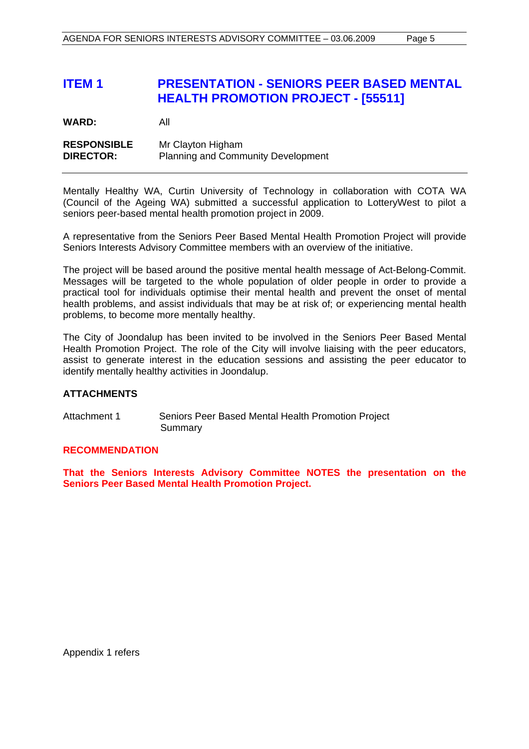# ITEM 1 PRESENTATION - SENIORS PEER BASED MENTAL HEALTH PROMOTION PROJECT - [55511]

**WARD:** All

**RESPONSIBLE DIRECTOR:** Mr Clayton Higham
Planning and Community Development

---

Mentally Healthy WA, Curtin University of Technology in collaboration with COTA WA (Council of the Ageing WA) submitted a successful application to LotteryWest to pilot a seniors peer-based mental health promotion project in 2009.

A representative from the Seniors Peer Based Mental Health Promotion Project will provide Seniors Interests Advisory Committee members with an overview of the initiative.

The project will be based around the positive mental health message of Act-Belong-Commit. Messages will be targeted to the whole population of older people in order to provide a practical tool for individuals optimise their mental health and prevent the onset of mental health problems, and assist individuals that may be at risk of; or experiencing mental health problems, to become more mentally healthy.

The City of Joondalup has been invited to be involved in the Seniors Peer Based Mental Health Promotion Project. The role of the City will involve liaising with the peer educators, assist to generate interest in the education sessions and assisting the peer educator to identify mentally healthy activities in Joondalup.

## ATTACHMENTS

Attachment 1 Seniors Peer Based Mental Health Promotion Project Summary

## RECOMMENDATION

**That the Seniors Interests Advisory Committee NOTES the presentation on the Seniors Peer Based Mental Health Promotion Project.**

Appendix 1 refers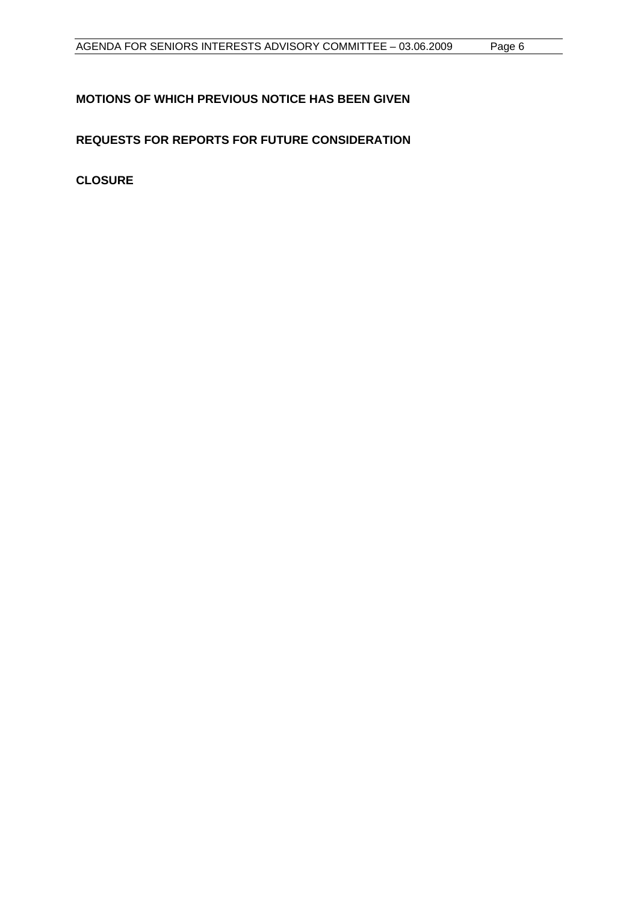**MOTIONS OF WHICH PREVIOUS NOTICE HAS BEEN GIVEN**

**REQUESTS FOR REPORTS FOR FUTURE CONSIDERATION**

**CLOSURE**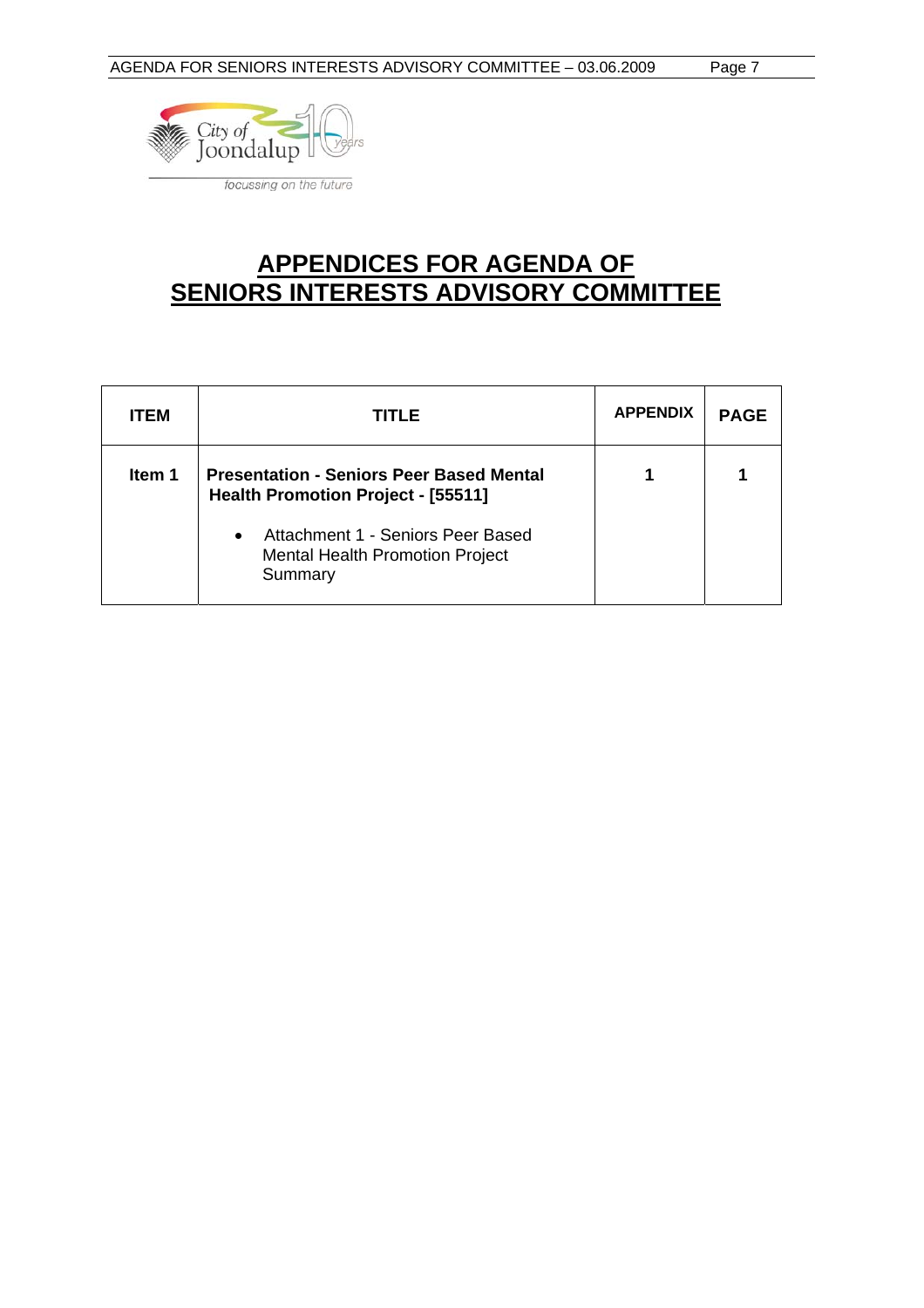City of Joondalup 10 years

*focussing on the future*

# APPENDICES FOR AGENDA OF SENIORS INTERESTS ADVISORY COMMITTEE

| ITEM | TITLE | APPENDIX | PAGE |
|---|---|---|---|
| Item 1 | **Presentation - Seniors Peer Based Mental Health Promotion Project - [55511]**<br>• Attachment 1 - Seniors Peer Based Mental Health Promotion Project Summary | 1 | 1 |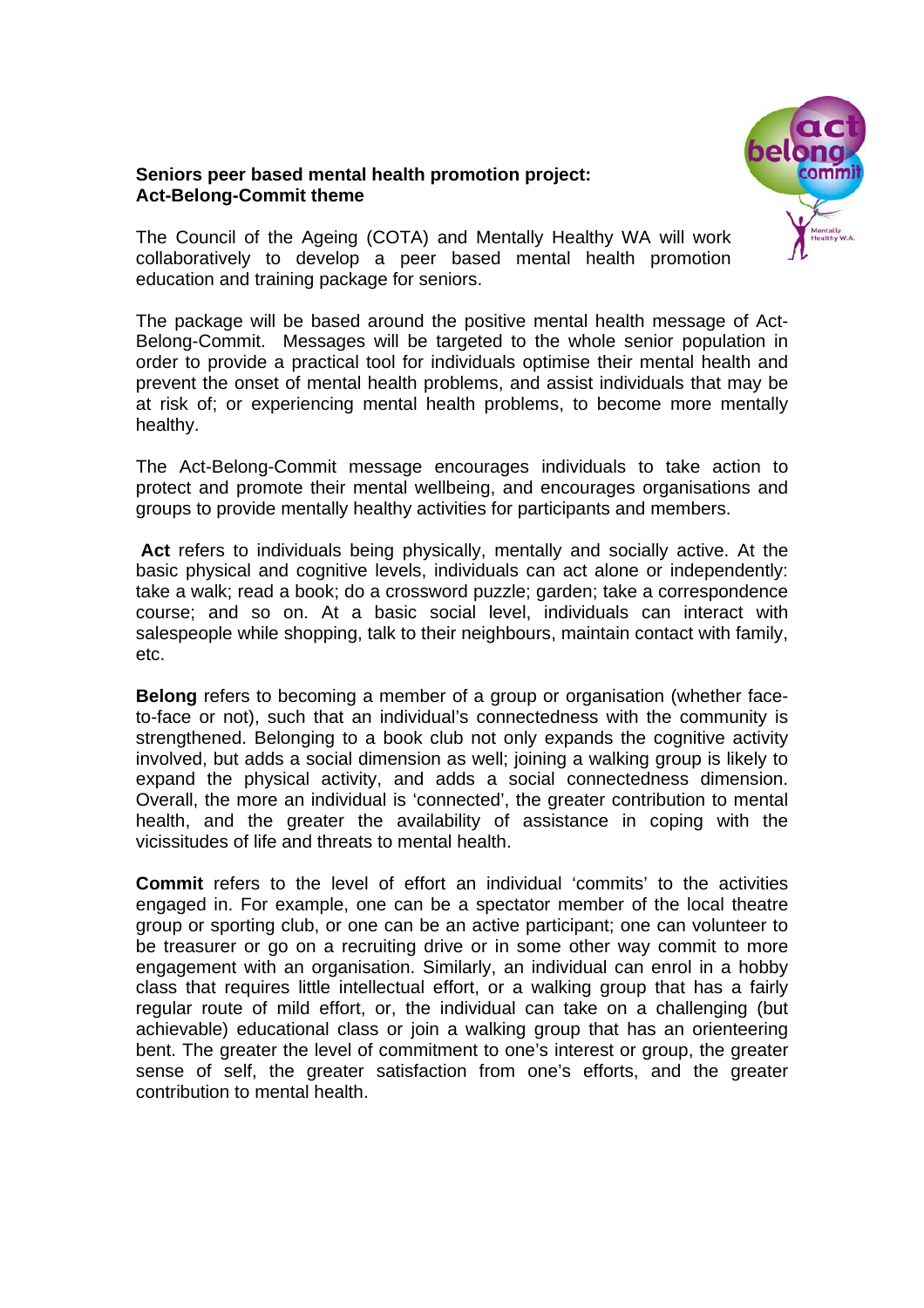**Seniors peer based mental health promotion project: Act-Belong-Commit theme**

The Council of the Ageing (COTA) and Mentally Healthy WA will work collaboratively to develop a peer based mental health promotion education and training package for seniors.

The package will be based around the positive mental health message of Act-Belong-Commit. Messages will be targeted to the whole senior population in order to provide a practical tool for individuals optimise their mental health and prevent the onset of mental health problems, and assist individuals that may be at risk of; or experiencing mental health problems, to become more mentally healthy.

The Act-Belong-Commit message encourages individuals to take action to protect and promote their mental wellbeing, and encourages organisations and groups to provide mentally healthy activities for participants and members.

**Act** refers to individuals being physically, mentally and socially active. At the basic physical and cognitive levels, individuals can act alone or independently: take a walk; read a book; do a crossword puzzle; garden; take a correspondence course; and so on. At a basic social level, individuals can interact with salespeople while shopping, talk to their neighbours, maintain contact with family, etc.

**Belong** refers to becoming a member of a group or organisation (whether face-to-face or not), such that an individual's connectedness with the community is strengthened. Belonging to a book club not only expands the cognitive activity involved, but adds a social dimension as well; joining a walking group is likely to expand the physical activity, and adds a social connectedness dimension. Overall, the more an individual is 'connected', the greater contribution to mental health, and the greater the availability of assistance in coping with the vicissitudes of life and threats to mental health.

**Commit** refers to the level of effort an individual 'commits' to the activities engaged in. For example, one can be a spectator member of the local theatre group or sporting club, or one can be an active participant; one can volunteer to be treasurer or go on a recruiting drive or in some other way commit to more engagement with an organisation. Similarly, an individual can enrol in a hobby class that requires little intellectual effort, or a walking group that has a fairly regular route of mild effort, or, the individual can take on a challenging (but achievable) educational class or join a walking group that has an orienteering bent. The greater the level of commitment to one's interest or group, the greater sense of self, the greater satisfaction from one's efforts, and the greater contribution to mental health.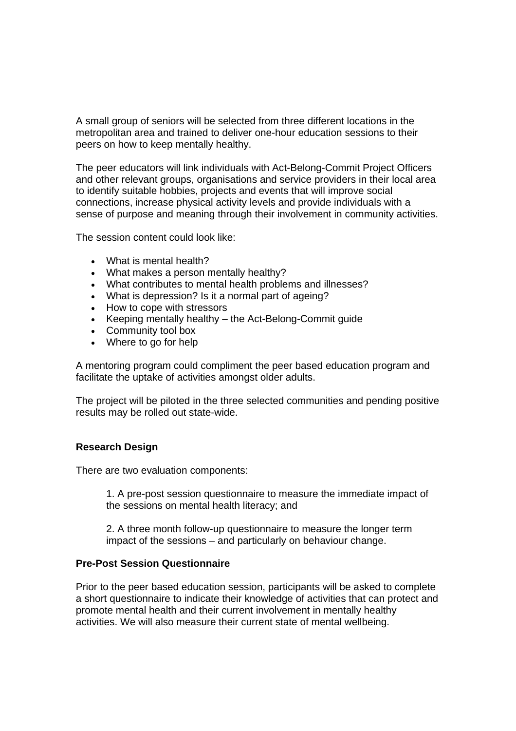A small group of seniors will be selected from three different locations in the metropolitan area and trained to deliver one-hour education sessions to their peers on how to keep mentally healthy.

The peer educators will link individuals with Act-Belong-Commit Project Officers and other relevant groups, organisations and service providers in their local area to identify suitable hobbies, projects and events that will improve social connections, increase physical activity levels and provide individuals with a sense of purpose and meaning through their involvement in community activities.

The session content could look like:

- What is mental health?
- What makes a person mentally healthy?
- What contributes to mental health problems and illnesses?
- What is depression? Is it a normal part of ageing?
- How to cope with stressors
- Keeping mentally healthy – the Act-Belong-Commit guide
- Community tool box
- Where to go for help

A mentoring program could compliment the peer based education program and facilitate the uptake of activities amongst older adults.

The project will be piloted in the three selected communities and pending positive results may be rolled out state-wide.

**Research Design**

There are two evaluation components:

1. A pre-post session questionnaire to measure the immediate impact of the sessions on mental health literacy; and

2. A three month follow-up questionnaire to measure the longer term impact of the sessions – and particularly on behaviour change.

**Pre-Post Session Questionnaire**

Prior to the peer based education session, participants will be asked to complete a short questionnaire to indicate their knowledge of activities that can protect and promote mental health and their current involvement in mentally healthy activities. We will also measure their current state of mental wellbeing.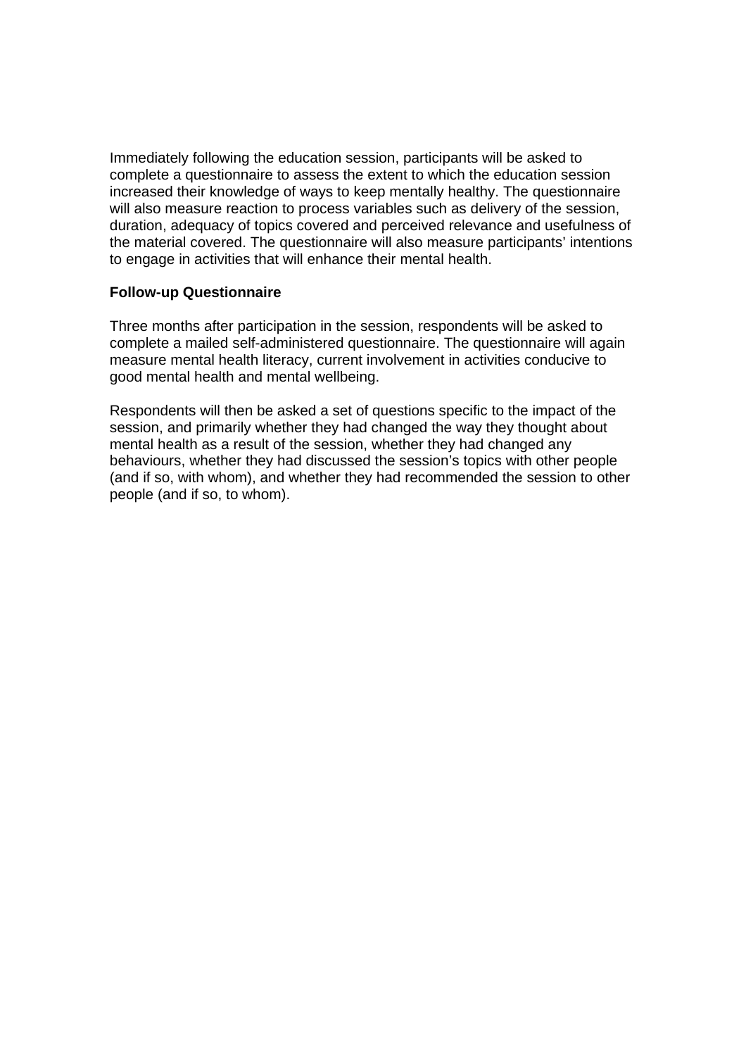Immediately following the education session, participants will be asked to complete a questionnaire to assess the extent to which the education session increased their knowledge of ways to keep mentally healthy. The questionnaire will also measure reaction to process variables such as delivery of the session, duration, adequacy of topics covered and perceived relevance and usefulness of the material covered. The questionnaire will also measure participants' intentions to engage in activities that will enhance their mental health.

**Follow-up Questionnaire**

Three months after participation in the session, respondents will be asked to complete a mailed self-administered questionnaire. The questionnaire will again measure mental health literacy, current involvement in activities conducive to good mental health and mental wellbeing.

Respondents will then be asked a set of questions specific to the impact of the session, and primarily whether they had changed the way they thought about mental health as a result of the session, whether they had changed any behaviours, whether they had discussed the session's topics with other people (and if so, with whom), and whether they had recommended the session to other people (and if so, to whom).